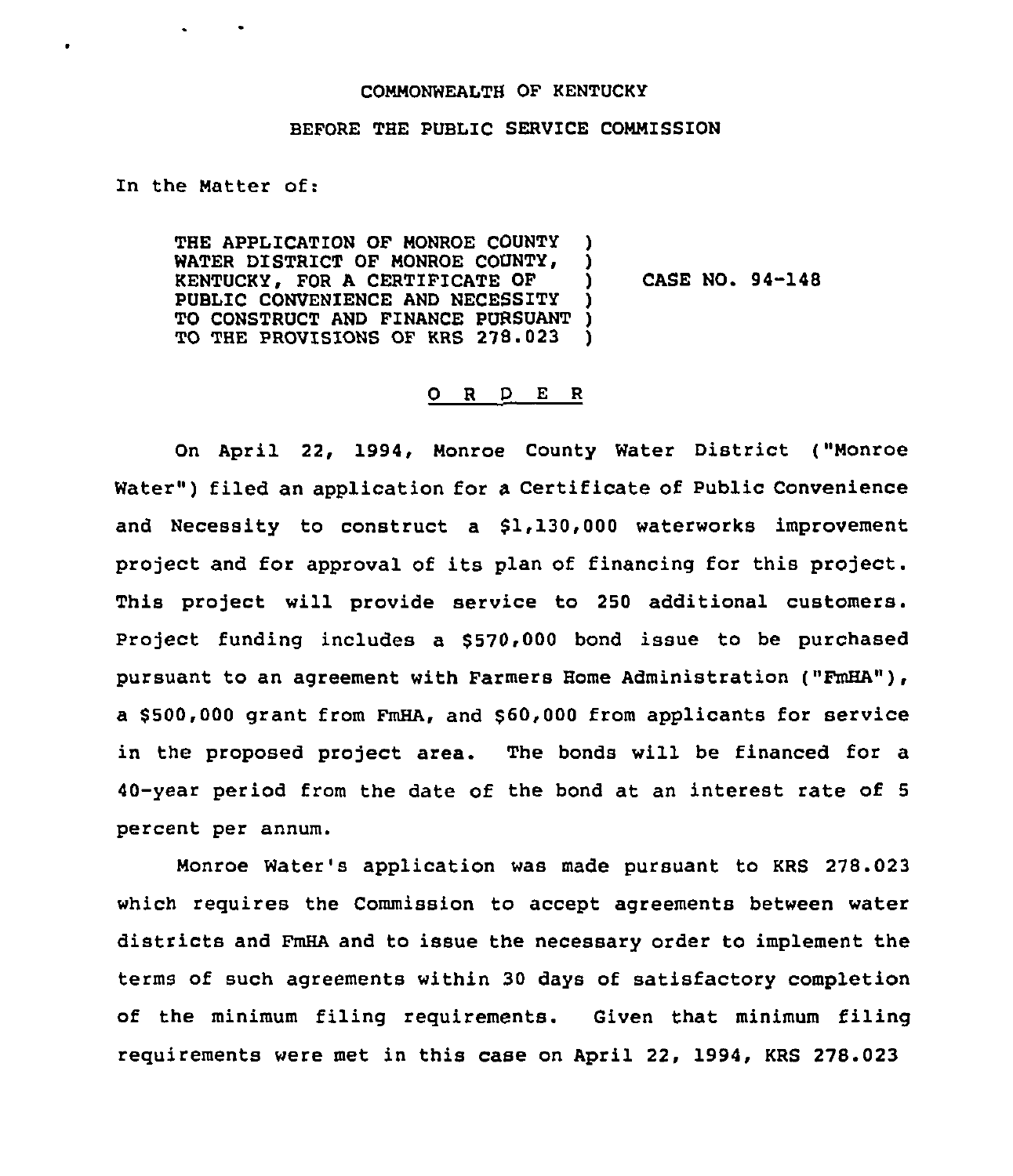COMMONWEALTH OF KENTUCKY

BEFORE THE PUBLIC SERVICE COMMISSION

In the Matter of:

THE APPLICATION OF MONROE COUNTY WATER DISTRICT OF MONROE COUNTY, KENTUCKY, FOR A CERTIFICATE OF PUBLIC CONVENIENCE AND NECESSITY TO CONSTRUCT AND FINANCE PURSUANT TO THE PROVISIONS OF KRS 278.023 ) CASE NO. 94-148

O R D E R

On April 22, 1994, Monroe County Water District ("Monroe Water") filed an application for a Certificate of Public Convenience and Necessity to construct a $1,130,000 waterworks improvement project and for approval of its plan of financing for this project. This project will provide service to 250 additional customers. Project funding includes a $570,000 bond issue to be purchased pursuant to an agreement with Farmers Home Administration ("FmHA"), a $500,000 grant from FmHA, and $60,000 from applicants for service in the proposed project area. The bonds will be financed for a 40-year period from the date of the bond at an interest rate of 5 percent per annum.

Monroe Water's application was made pursuant to KRS 278.023 which requires the Commission to accept agreements between water districts and FmHA and to issue the necessary order to implement the terms of such agreements within 30 days of satisfactory completion of the minimum filing requirements. Given that minimum filing requirements were met in this case on April 22, 1994, KRS 278.023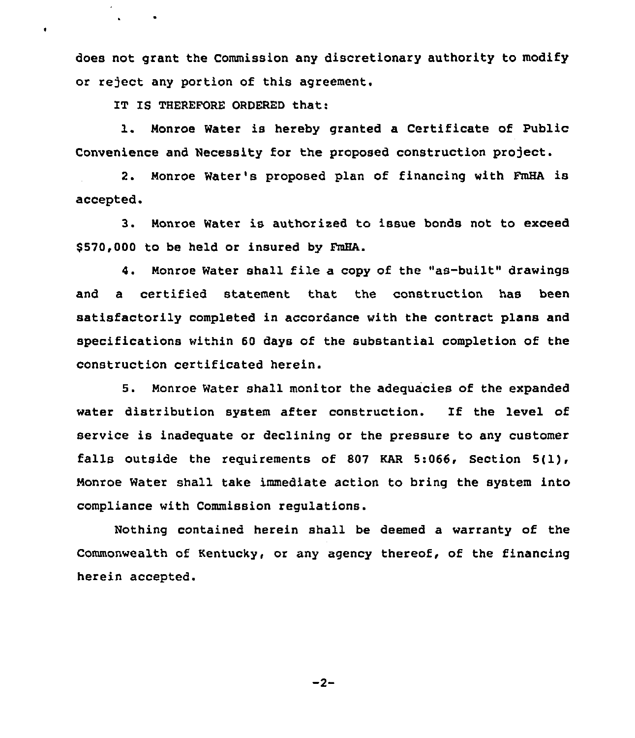does not grant the Commission any discretionary authority to modify or reject any portion of this agreement.

IT IS THEREFORE ORDERED that:

1. Monroe Water is hereby granted a Certificate of Public Convenience and Necessity for the proposed construction project.

2. Monroe Water's proposed plan of financing with FmHA is accepted.

3. Monroe Water is authorized to issue bonds not to exceed $570,000 to be held or insured by FmHA.

4. Monroe Water shall file a copy of the "as-built" drawings and a certified statement that the construction has been satisfactorily completed in accordance with the contract plans and specifications within 60 days of the substantial completion of the construction certificated herein.

5. Monroe Water shall monitor the adequacies of the expanded water distribution system after construction. If the level of service is inadequate or declining or the pressure to any customer falls outside the requirements of 807 KAR 5:066, Section 5(1), Monroe Water shall take immediate action to bring the system into compliance with Commission regulations.

Nothing contained herein shall be deemed a warranty of the Commonwealth of Kentucky, or any agency thereof, of the financing herein accepted.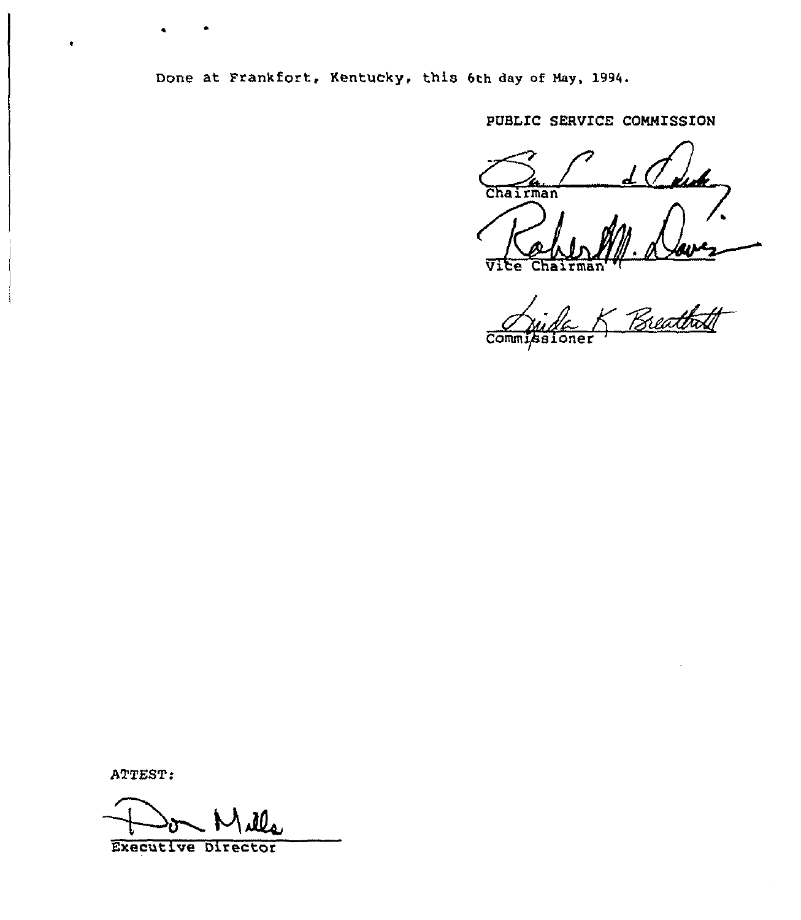Done at Frankfort, Kentucky, this 6th day of May, 1994.

PUBLIC SERVICE COMMISSION

Chairman

Vice Chairman

Commissioner

ATTEST:

Executive Director